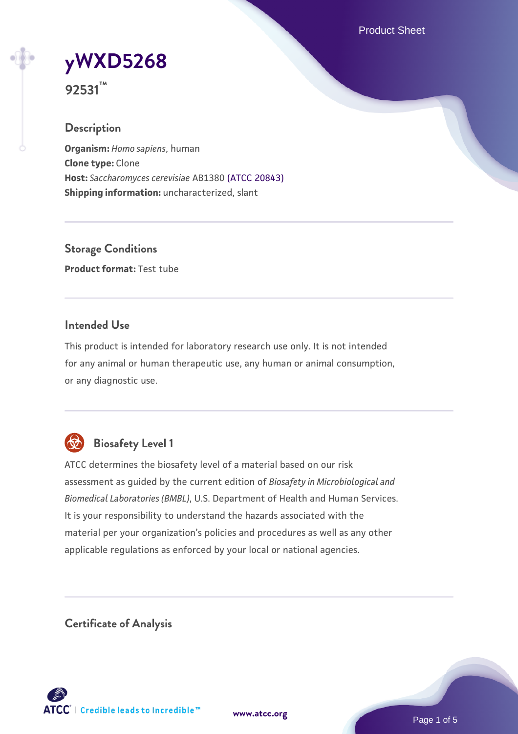# yWXD5268

**92531™**

## Description

**Organism:** *Homo sapiens*, human
**Clone type:** Clone
**Host:** *Saccharomyces cerevisiae* AB1380 (ATCC 20843)
**Shipping information:** uncharacterized, slant

## Storage Conditions

**Product format:** Test tube

## Intended Use

This product is intended for laboratory research use only. It is not intended for any animal or human therapeutic use, any human or animal consumption, or any diagnostic use.

## Biosafety Level 1

ATCC determines the biosafety level of a material based on our risk assessment as guided by the current edition of *Biosafety in Microbiological and Biomedical Laboratories (BMBL)*, U.S. Department of Health and Human Services. It is your responsibility to understand the hazards associated with the material per your organization's policies and procedures as well as any other applicable regulations as enforced by your local or national agencies.

## Certificate of Analysis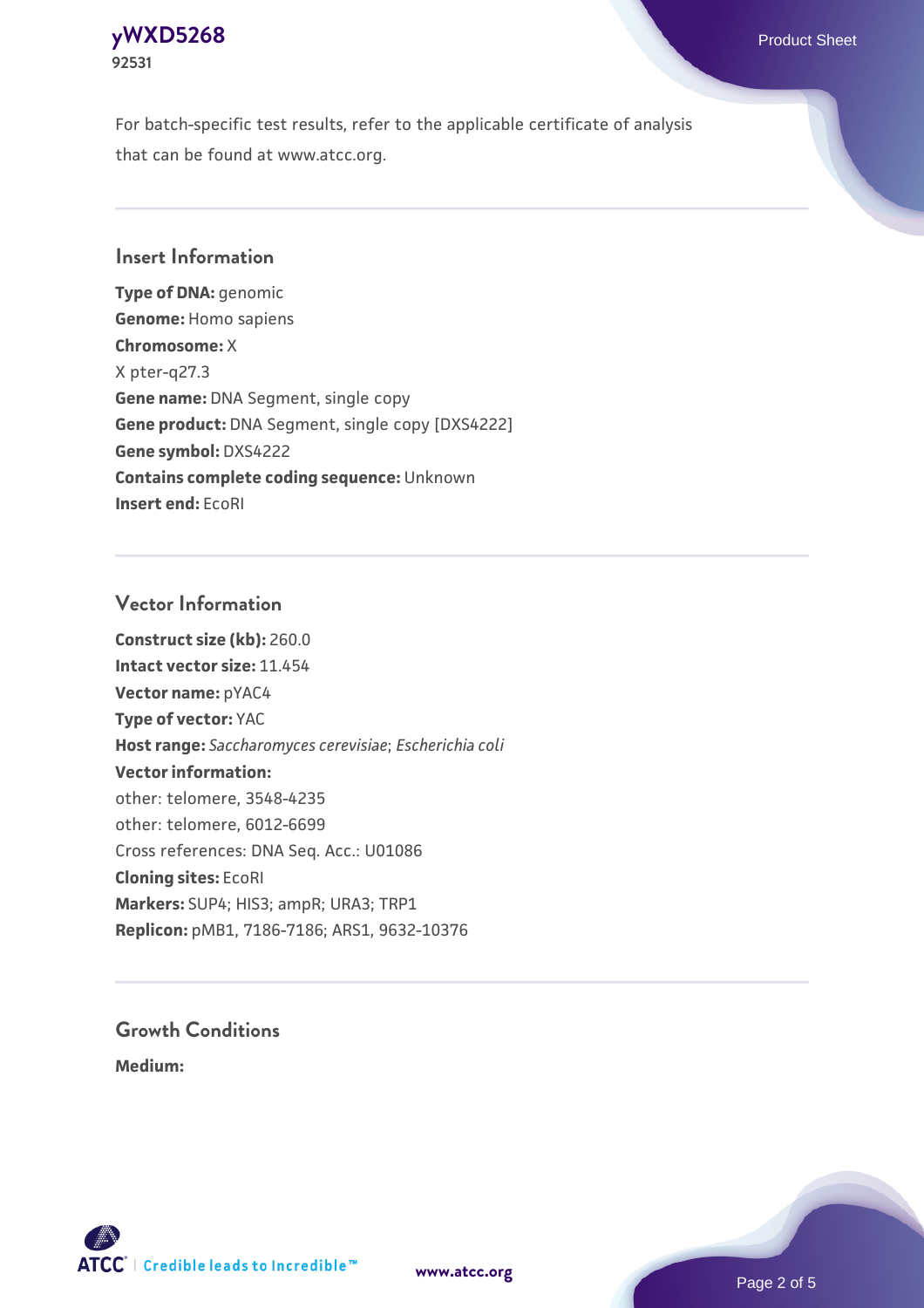For batch-specific test results, refer to the applicable certificate of analysis that can be found at www.atcc.org.

## Insert Information

**Type of DNA:** genomic
**Genome:** Homo sapiens
**Chromosome:** X
X pter-q27.3
**Gene name:** DNA Segment, single copy
**Gene product:** DNA Segment, single copy [DXS4222]
**Gene symbol:** DXS4222
**Contains complete coding sequence:** Unknown
**Insert end:** EcoRI

## Vector Information

**Construct size (kb):** 260.0
**Intact vector size:** 11.454
**Vector name:** pYAC4
**Type of vector:** YAC
**Host range:** *Saccharomyces cerevisiae*; *Escherichia coli*
**Vector information:**
other: telomere, 3548-4235
other: telomere, 6012-6699
Cross references: DNA Seq. Acc.: U01086
**Cloning sites:** EcoRI
**Markers:** SUP4; HIS3; ampR; URA3; TRP1
**Replicon:** pMB1, 7186-7186; ARS1, 9632-10376

## Growth Conditions

**Medium:**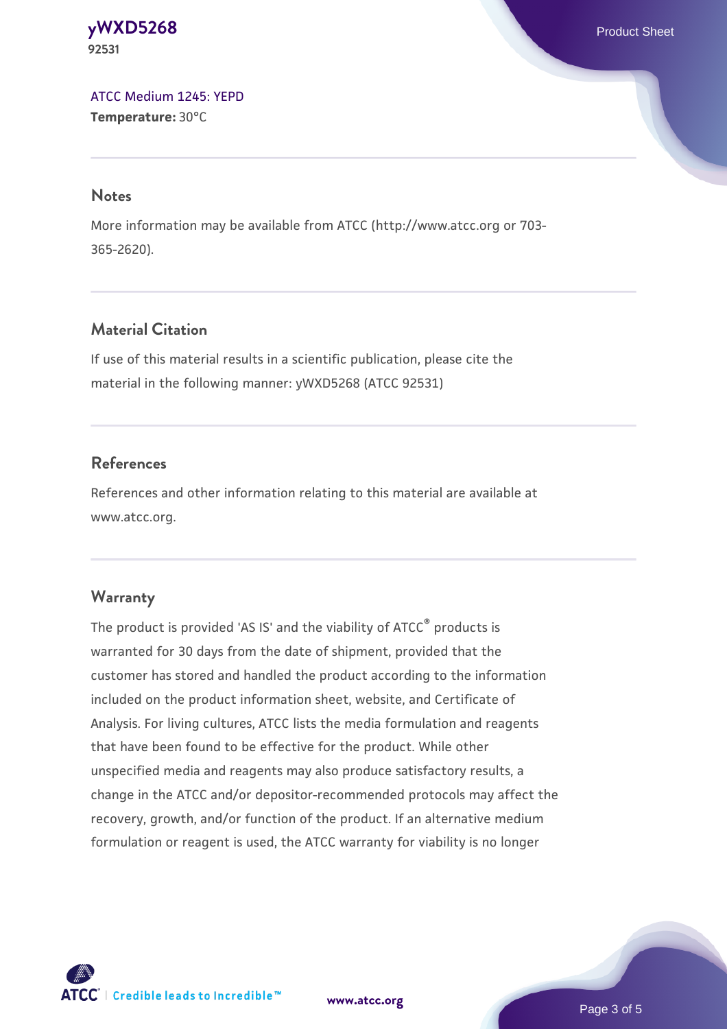ATCC Medium 1245: YEPD
**Temperature:** 30°C

## Notes

More information may be available from ATCC (http://www.atcc.org or 703-365-2620).

## Material Citation

If use of this material results in a scientific publication, please cite the material in the following manner: yWXD5268 (ATCC 92531)

## References

References and other information relating to this material are available at www.atcc.org.

## Warranty

The product is provided 'AS IS' and the viability of ATCC® products is warranted for 30 days from the date of shipment, provided that the customer has stored and handled the product according to the information included on the product information sheet, website, and Certificate of Analysis. For living cultures, ATCC lists the media formulation and reagents that have been found to be effective for the product. While other unspecified media and reagents may also produce satisfactory results, a change in the ATCC and/or depositor-recommended protocols may affect the recovery, growth, and/or function of the product. If an alternative medium formulation or reagent is used, the ATCC warranty for viability is no longer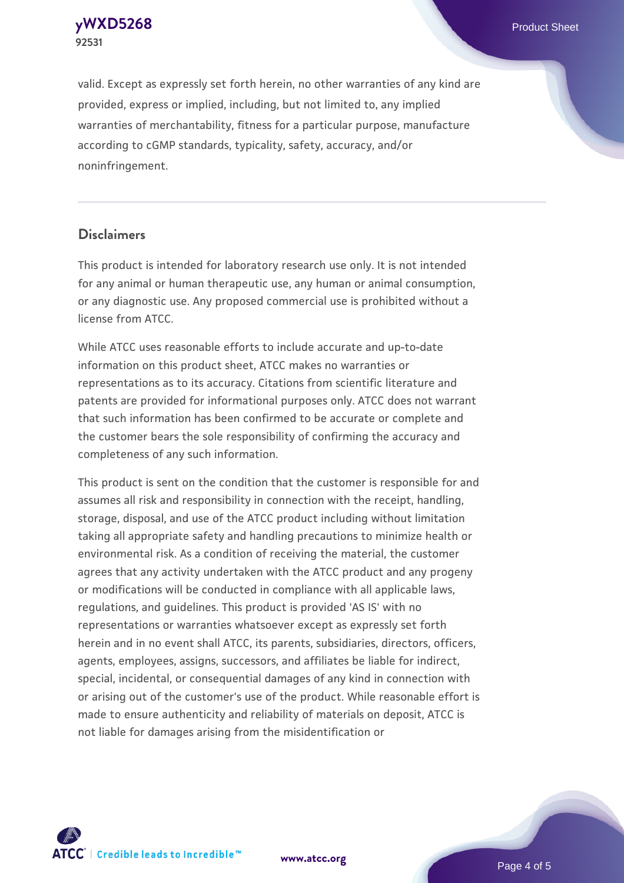valid. Except as expressly set forth herein, no other warranties of any kind are provided, express or implied, including, but not limited to, any implied warranties of merchantability, fitness for a particular purpose, manufacture according to cGMP standards, typicality, safety, accuracy, and/or noninfringement.

## Disclaimers

This product is intended for laboratory research use only. It is not intended for any animal or human therapeutic use, any human or animal consumption, or any diagnostic use. Any proposed commercial use is prohibited without a license from ATCC.

While ATCC uses reasonable efforts to include accurate and up-to-date information on this product sheet, ATCC makes no warranties or representations as to its accuracy. Citations from scientific literature and patents are provided for informational purposes only. ATCC does not warrant that such information has been confirmed to be accurate or complete and the customer bears the sole responsibility of confirming the accuracy and completeness of any such information.

This product is sent on the condition that the customer is responsible for and assumes all risk and responsibility in connection with the receipt, handling, storage, disposal, and use of the ATCC product including without limitation taking all appropriate safety and handling precautions to minimize health or environmental risk. As a condition of receiving the material, the customer agrees that any activity undertaken with the ATCC product and any progeny or modifications will be conducted in compliance with all applicable laws, regulations, and guidelines. This product is provided 'AS IS' with no representations or warranties whatsoever except as expressly set forth herein and in no event shall ATCC, its parents, subsidiaries, directors, officers, agents, employees, assigns, successors, and affiliates be liable for indirect, special, incidental, or consequential damages of any kind in connection with or arising out of the customer's use of the product. While reasonable effort is made to ensure authenticity and reliability of materials on deposit, ATCC is not liable for damages arising from the misidentification or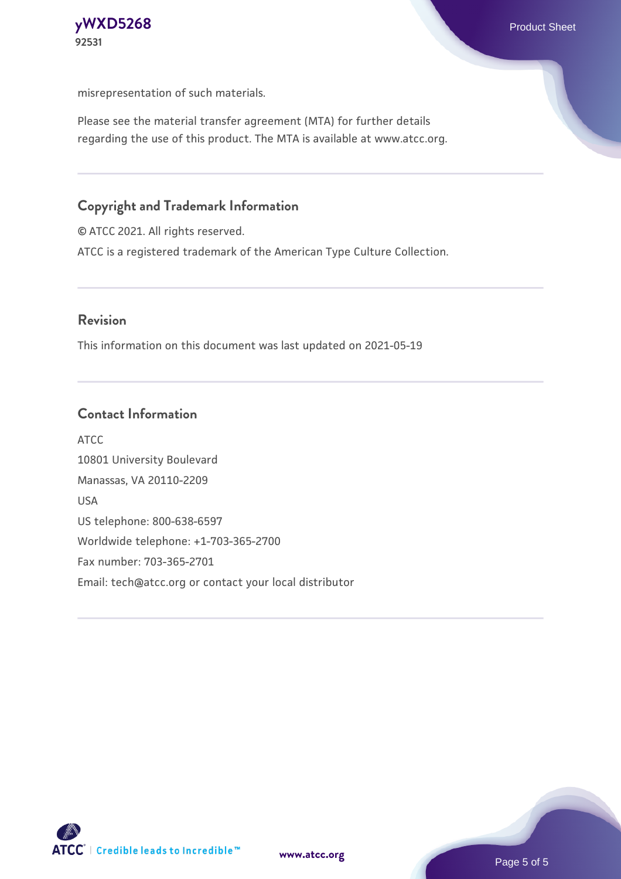misrepresentation of such materials.

Please see the material transfer agreement (MTA) for further details regarding the use of this product. The MTA is available at www.atcc.org.

## Copyright and Trademark Information

© ATCC 2021. All rights reserved.

ATCC is a registered trademark of the American Type Culture Collection.

## Revision

This information on this document was last updated on 2021-05-19

## Contact Information

ATCC
10801 University Boulevard
Manassas, VA 20110-2209
USA
US telephone: 800-638-6597
Worldwide telephone: +1-703-365-2700
Fax number: 703-365-2701
Email: tech@atcc.org or contact your local distributor